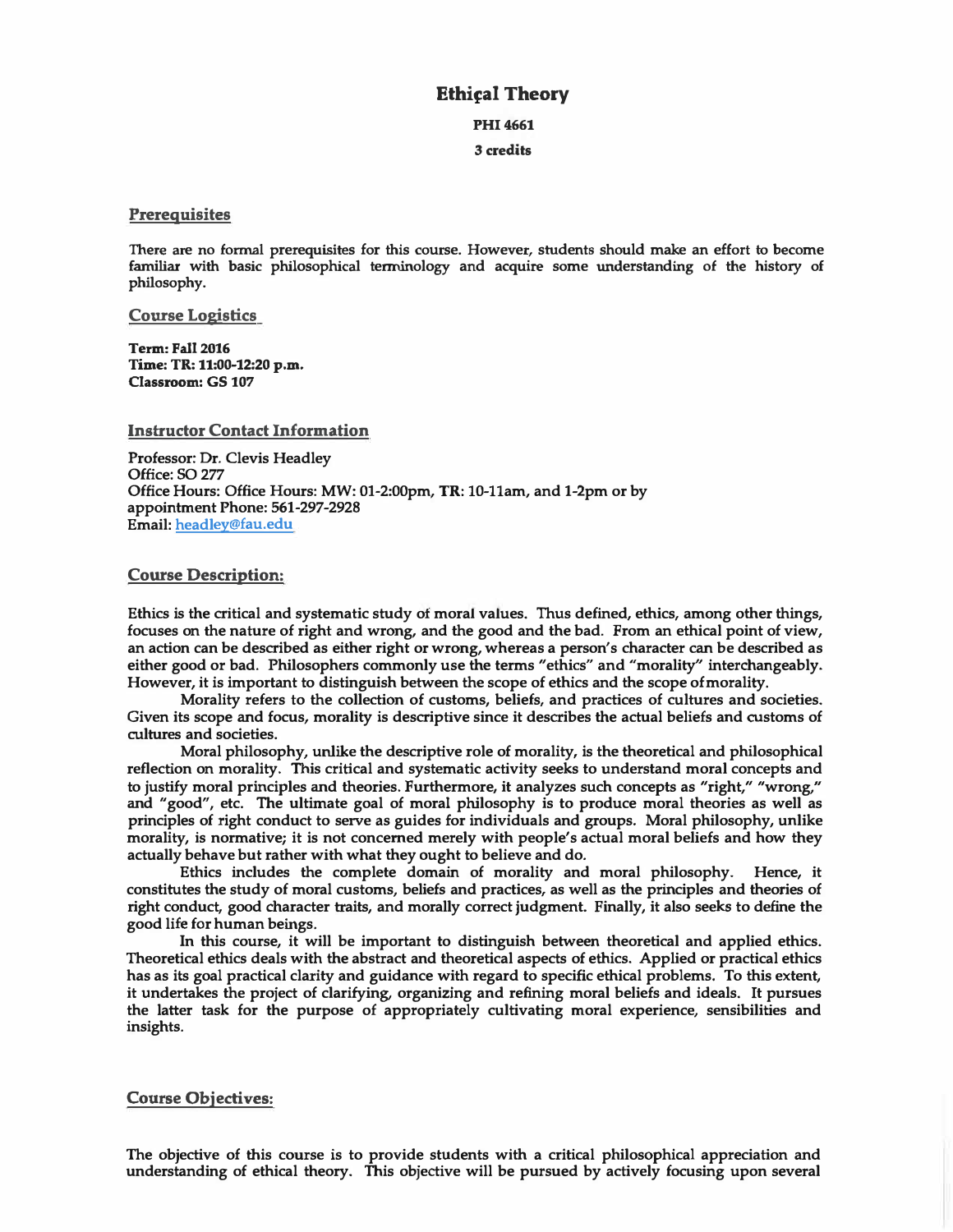# Ethical Theory

**PHI 4661**

**3 credits**

## Prerequisites

There are no formal prerequisites for this course. However, students should make an effort to become familiar with basic philosophical terminology and acquire some understanding of the history of philosophy.

## Course Logistics

**Term: Fall 2016**
**Time: TR: 11:00-12:20 p.m.**
**Classroom: GS 107**

## Instructor Contact Information

Professor: Dr. Clevis Headley
Office: SO 277
Office Hours: Office Hours: MW: 01-2:00pm, **TR**: 10-11am, and 1-2pm or by appointment Phone: 561-297-2928
Email: headley@fau.edu

## Course Description:

Ethics is the critical and systematic study of moral values. Thus defined, ethics, among other things, focuses on the nature of right and wrong, and the good and the bad. From an ethical point of view, an action can be described as either right or wrong, whereas a person's character can be described as either good or bad. Philosophers commonly use the terms "ethics" and "morality" interchangeably. However, it is important to distinguish between the scope of ethics and the scope of morality.

Morality refers to the collection of customs, beliefs, and practices of cultures and societies. Given its scope and focus, morality is descriptive since it describes the actual beliefs and customs of cultures and societies.

Moral philosophy, unlike the descriptive role of morality, is the theoretical and philosophical reflection on morality. This critical and systematic activity seeks to understand moral concepts and to justify moral principles and theories. Furthermore, it analyzes such concepts as "right," "wrong," and "good", etc. The ultimate goal of moral philosophy is to produce moral theories as well as principles of right conduct to serve as guides for individuals and groups. Moral philosophy, unlike morality, is normative; it is not concerned merely with people's actual moral beliefs and how they actually behave but rather with what they ought to believe and do.

Ethics includes the complete domain of morality and moral philosophy. Hence, it constitutes the study of moral customs, beliefs and practices, as well as the principles and theories of right conduct, good character traits, and morally correct judgment. Finally, it also seeks to define the good life for human beings.

In this course, it will be important to distinguish between theoretical and applied ethics. Theoretical ethics deals with the abstract and theoretical aspects of ethics. Applied or practical ethics has as its goal practical clarity and guidance with regard to specific ethical problems. To this extent, it undertakes the project of clarifying, organizing and refining moral beliefs and ideals. It pursues the latter task for the purpose of appropriately cultivating moral experience, sensibilities and insights.

## Course Objectives:

The objective of this course is to provide students with a critical philosophical appreciation and understanding of ethical theory. This objective will be pursued by actively focusing upon several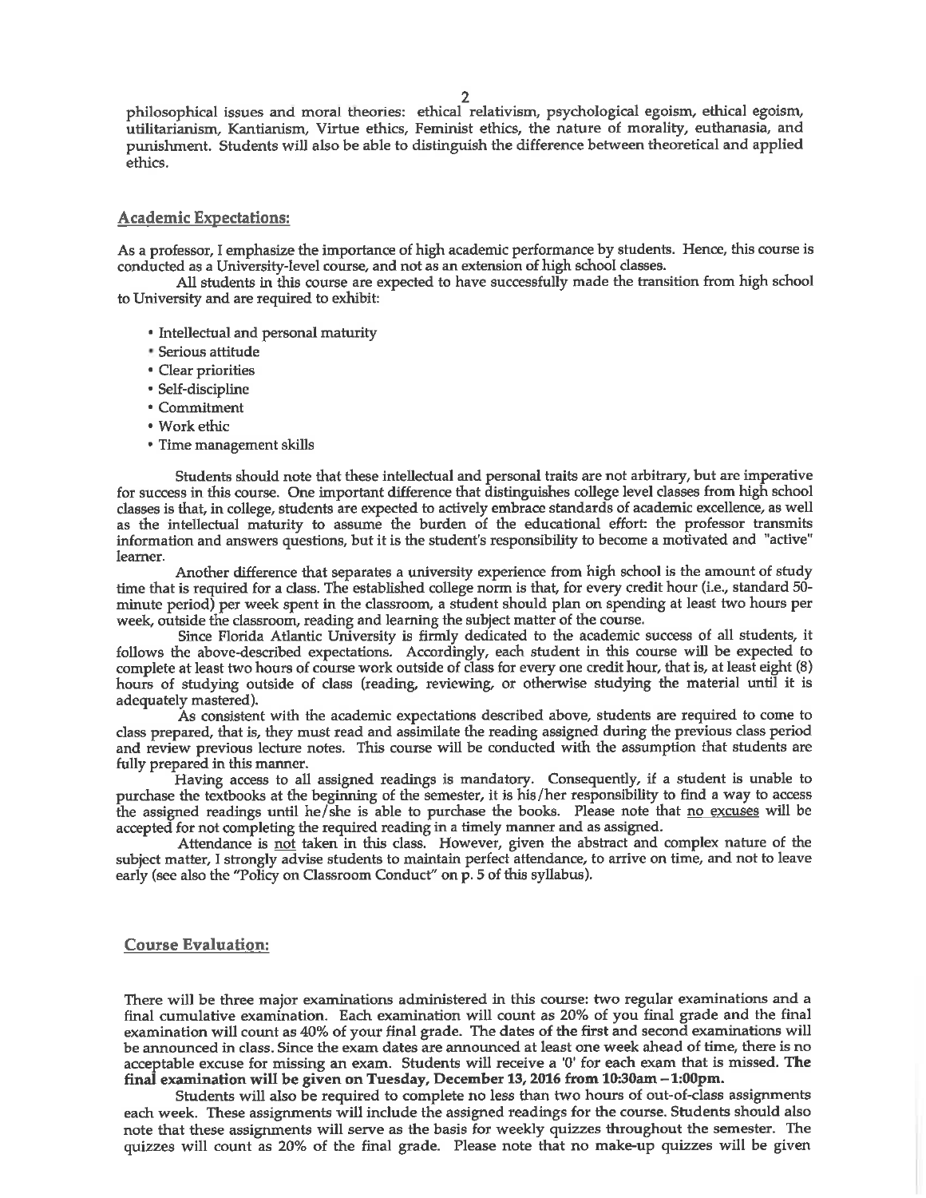philosophical issues and moral theories: ethical relativism, psychological egoism, ethical egoism, utilitarianism, Kantianism, Virtue ethics, Feminist ethics, the nature of morality, euthanasia, and punishment. Students will also be able to distinguish the difference between theoretical and applied ethics.

## Academic Expectations:

As a professor, I emphasize the importance of high academic performance by students. Hence, this course is conducted as a University-level course, and not as an extension of high school classes.

All students in this course are expected to have successfully made the transition from high school to University and are required to exhibit:

- Intellectual and personal maturity
- Serious attitude
- Clear priorities
- Self-discipline
- Commitment
- Work ethic
- Time management skills

Students should note that these intellectual and personal traits are not arbitrary, but are imperative for success in this course. One important difference that distinguishes college level classes from high school classes is that, in college, students are expected to actively embrace standards of academic excellence, as well as the intellectual maturity to assume the burden of the educational effort: the professor transmits information and answers questions, but it is the student's responsibility to become a motivated and "active" learner.

Another difference that separates a university experience from high school is the amount of study time that is required for a class. The established college norm is that, for every credit hour (i.e., standard 50-minute period) per week spent in the classroom, a student should plan on spending at least two hours per week, outside the classroom, reading and learning the subject matter of the course.

Since Florida Atlantic University is firmly dedicated to the academic success of all students, it follows the above-described expectations. Accordingly, each student in this course will be expected to complete at least two hours of course work outside of class for every one credit hour, that is, at least eight (8) hours of studying outside of class (reading, reviewing, or otherwise studying the material until it is adequately mastered).

As consistent with the academic expectations described above, students are required to come to class prepared, that is, they must read and assimilate the reading assigned during the previous class period and review previous lecture notes. This course will be conducted with the assumption that students are fully prepared in this manner.

Having access to all assigned readings is mandatory. Consequently, if a student is unable to purchase the textbooks at the beginning of the semester, it is his/her responsibility to find a way to access the assigned readings until he/she is able to purchase the books. Please note that <u>no excuses</u> will be accepted for not completing the required reading in a timely manner and as assigned.

Attendance is <u>not</u> taken in this class. However, given the abstract and complex nature of the subject matter, I strongly advise students to maintain perfect attendance, to arrive on time, and not to leave early (see also the "Policy on Classroom Conduct" on p. 5 of this syllabus).

## Course Evaluation:

There will be three major examinations administered in this course: two regular examinations and a final cumulative examination. Each examination will count as 20% of you final grade and the final examination will count as 40% of your final grade. The dates of the first and second examinations will be announced in class. Since the exam dates are announced at least one week ahead of time, there is no acceptable excuse for missing an exam. Students will receive a '0' for each exam that is missed. **The final examination will be given on Tuesday, December 13, 2016 from 10:30am – 1:00pm.**

Students will also be required to complete no less than two hours of out-of-class assignments each week. These assignments will include the assigned readings for the course. Students should also note that these assignments will serve as the basis for weekly quizzes throughout the semester. The quizzes will count as 20% of the final grade. Please note that no make-up quizzes will be given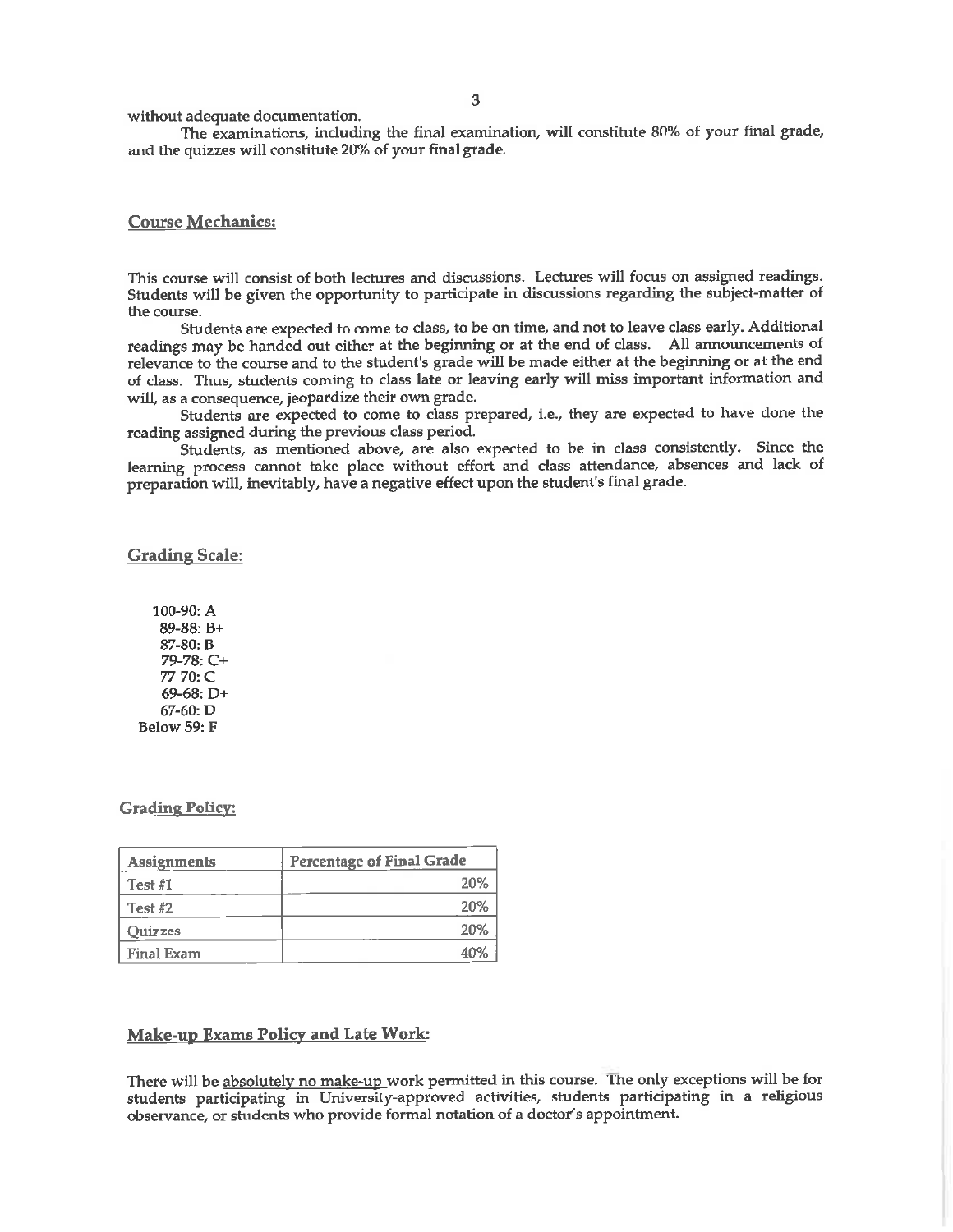without adequate documentation.

The examinations, including the final examination, will constitute 80% of your final grade, and the quizzes will constitute 20% of your final grade.

## Course Mechanics:

This course will consist of both lectures and discussions. Lectures will focus on assigned readings. Students will be given the opportunity to participate in discussions regarding the subject-matter of the course.

Students are expected to come to class, to be on time, and not to leave class early. Additional readings may be handed out either at the beginning or at the end of class. All announcements of relevance to the course and to the student's grade will be made either at the beginning or at the end of class. Thus, students coming to class late or leaving early will miss important information and will, as a consequence, jeopardize their own grade.

Students are expected to come to class prepared, i.e., they are expected to have done the reading assigned during the previous class period.

Students, as mentioned above, are also expected to be in class consistently. Since the learning process cannot take place without effort and class attendance, absences and lack of preparation will, inevitably, have a negative effect upon the student's final grade.

## Grading Scale:

100-90: A
89-88: B+
87-80: B
79-78: C+
77-70: C
69-68: D+
67-60: D
Below 59: F

## Grading Policy:

| Assignments | Percentage of Final Grade |
|---|---|
| Test #1 | 20% |
| Test #2 | 20% |
| Quizzes | 20% |
| Final Exam | 40% |

## Make-up Exams Policy and Late Work:

There will be absolutely no make-up work permitted in this course. The only exceptions will be for students participating in University-approved activities, students participating in a religious observance, or students who provide formal notation of a doctor's appointment.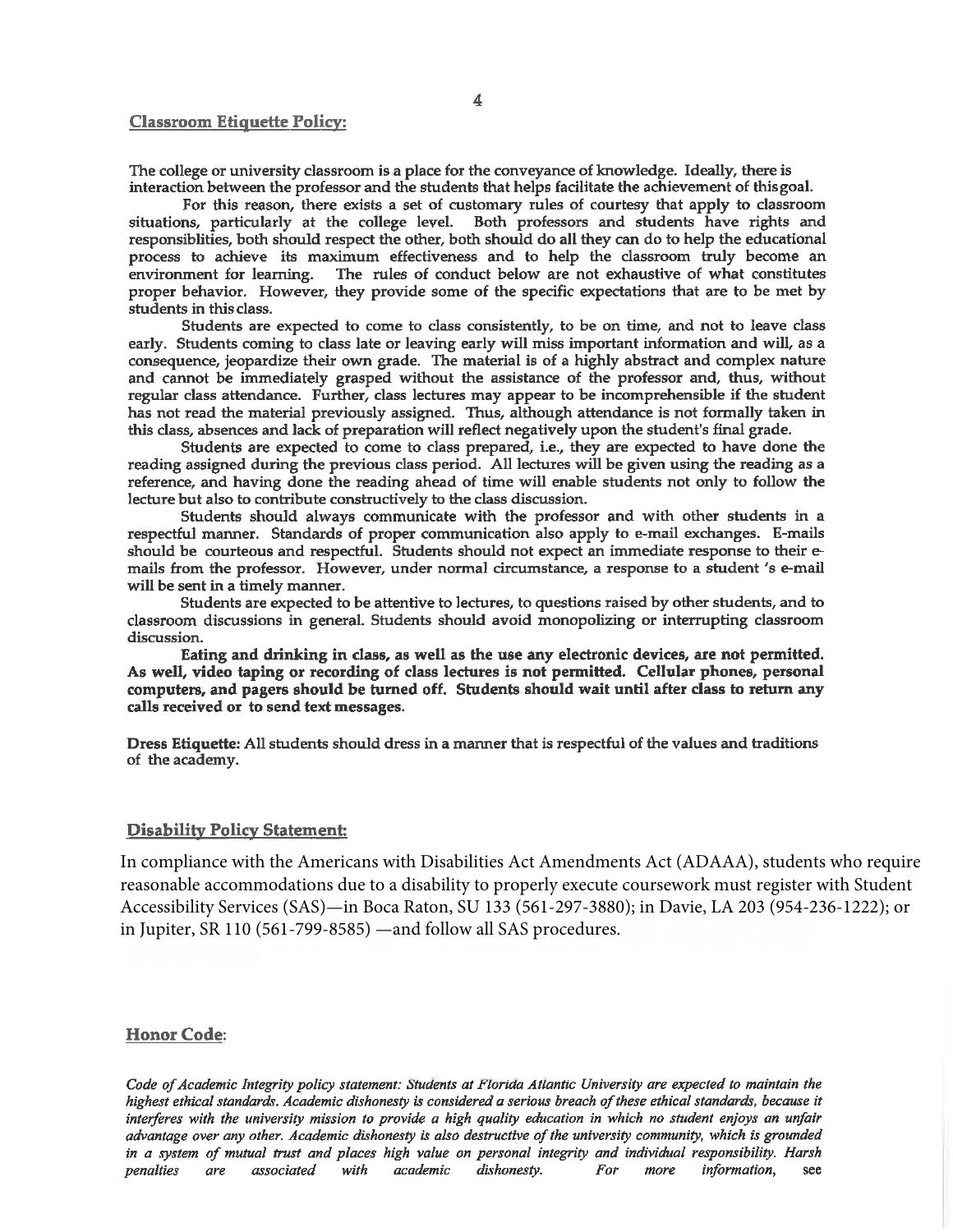## Classroom Etiquette Policy:

The college or university classroom is a place for the conveyance of knowledge. Ideally, there is interaction between the professor and the students that helps facilitate the achievement of this goal.

For this reason, there exists a set of customary rules of courtesy that apply to classroom situations, particularly at the college level. Both professors and students have rights and responsiblities, both should respect the other, both should do all they can do to help the educational process to achieve its maximum effectiveness and to help the classroom truly become an environment for learning. The rules of conduct below are not exhaustive of what constitutes proper behavior. However, they provide some of the specific expectations that are to be met by students in this class.

Students are expected to come to class consistently, to be on time, and not to leave class early. Students coming to class late or leaving early will miss important information and will, as a consequence, jeopardize their own grade. The material is of a highly abstract and complex nature and cannot be immediately grasped without the assistance of the professor and, thus, without regular class attendance. Further, class lectures may appear to be incomprehensible if the student has not read the material previously assigned. Thus, although attendance is not formally taken in this class, absences and lack of preparation will reflect negatively upon the student's final grade.

Students are expected to come to class prepared, i.e., they are expected to have done the reading assigned during the previous class period. All lectures will be given using the reading as a reference, and having done the reading ahead of time will enable students not only to follow the lecture but also to contribute constructively to the class discussion.

Students should always communicate with the professor and with other students in a respectful manner. Standards of proper communication also apply to e-mail exchanges. E-mails should be courteous and respectful. Students should not expect an immediate response to their e-mails from the professor. However, under normal circumstance, a response to a student 's e-mail will be sent in a timely manner.

Students are expected to be attentive to lectures, to questions raised by other students, and to classroom discussions in general. Students should avoid monopolizing or interrupting classroom discussion.

**Eating and drinking in class, as well as the use any electronic devices, are not permitted. As well, video taping or recording of class lectures is not permitted. Cellular phones, personal computers, and pagers should be turned off. Students should wait until after class to return any calls received or to send text messages.**

**Dress Etiquette:** All students should dress in a manner that is respectful of the values and traditions of the academy.

## Disability Policy Statement:

In compliance with the Americans with Disabilities Act Amendments Act (ADAAA), students who require reasonable accommodations due to a disability to properly execute coursework must register with Student Accessibility Services (SAS)—in Boca Raton, SU 133 (561-297-3880); in Davie, LA 203 (954-236-1222); or in Jupiter, SR 110 (561-799-8585) —and follow all SAS procedures.

## Honor Code:

*Code of Academic Integrity policy statement: Students at Florida Atlantic University are expected to maintain the highest ethical standards. Academic dishonesty is considered a serious breach of these ethical standards, because it interferes with the university mission to provide a high quality education in which no student enjoys an unfair advantage over any other. Academic dishonesty is also destructive of the university community, which is grounded in a system of mutual trust and places high value on personal integrity and individual responsibility. Harsh penalties are associated with academic dishonesty. For more information,* see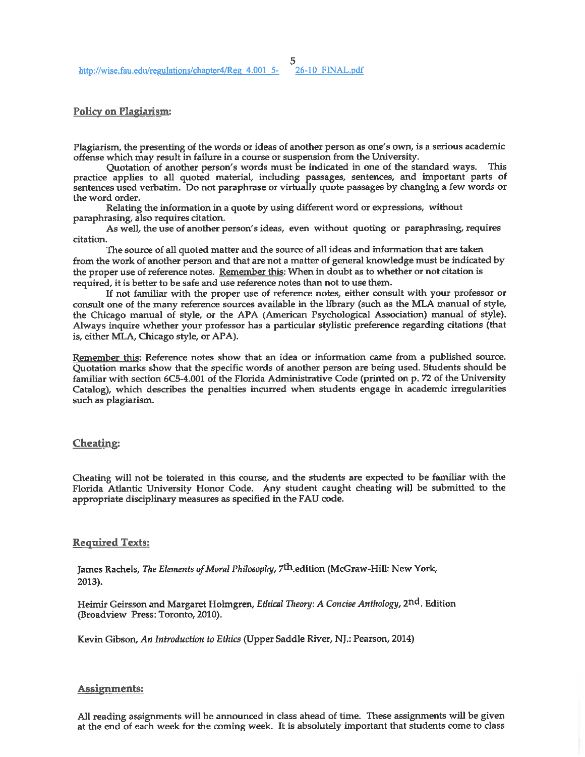http://wise.fau.edu/regulations/chapter4/Reg_4.001_5-26-10_FINAL.pdf

## Policy on Plagiarism:

Plagiarism, the presenting of the words or ideas of another person as one's own, is a serious academic offense which may result in failure in a course or suspension from the University.

Quotation of another person's words must be indicated in one of the standard ways. This practice applies to all quoted material, including passages, sentences, and important parts of sentences used verbatim. Do not paraphrase or virtually quote passages by changing a few words or the word order.

Relating the information in a quote by using different word or expressions, without paraphrasing, also requires citation.

As well, the use of another person's ideas, even without quoting or paraphrasing, requires citation.

The source of all quoted matter and the source of all ideas and information that are taken from the work of another person and that are not a matter of general knowledge must be indicated by the proper use of reference notes. Remember this: When in doubt as to whether or not citation is required, it is better to be safe and use reference notes than not to use them.

If not familiar with the proper use of reference notes, either consult with your professor or consult one of the many reference sources available in the library (such as the MLA manual of style, the Chicago manual of style, or the APA (American Psychological Association) manual of style). Always inquire whether your professor has a particular stylistic preference regarding citations (that is, either MLA, Chicago style, or APA).

Remember this: Reference notes show that an idea or information came from a published source. Quotation marks show that the specific words of another person are being used. Students should be familiar with section 6C5-4.001 of the Florida Administrative Code (printed on p. 72 of the University Catalog), which describes the penalties incurred when students engage in academic irregularities such as plagiarism.

## Cheating:

Cheating will not be tolerated in this course, and the students are expected to be familiar with the Florida Atlantic University Honor Code. Any student caught cheating will be submitted to the appropriate disciplinary measures as specified in the FAU code.

## Required Texts:

James Rachels, *The Elements of Moral Philosophy*, 7th edition (McGraw-Hill: New York, 2013).

Heimir Geirsson and Margaret Holmgren, *Ethical Theory: A Concise Anthology*, 2nd. Edition (Broadview Press: Toronto, 2010).

Kevin Gibson, *An Introduction to Ethics* (Upper Saddle River, NJ.: Pearson, 2014)

## Assignments:

All reading assignments will be announced in class ahead of time. These assignments will be given at the end of each week for the coming week. It is absolutely important that students come to class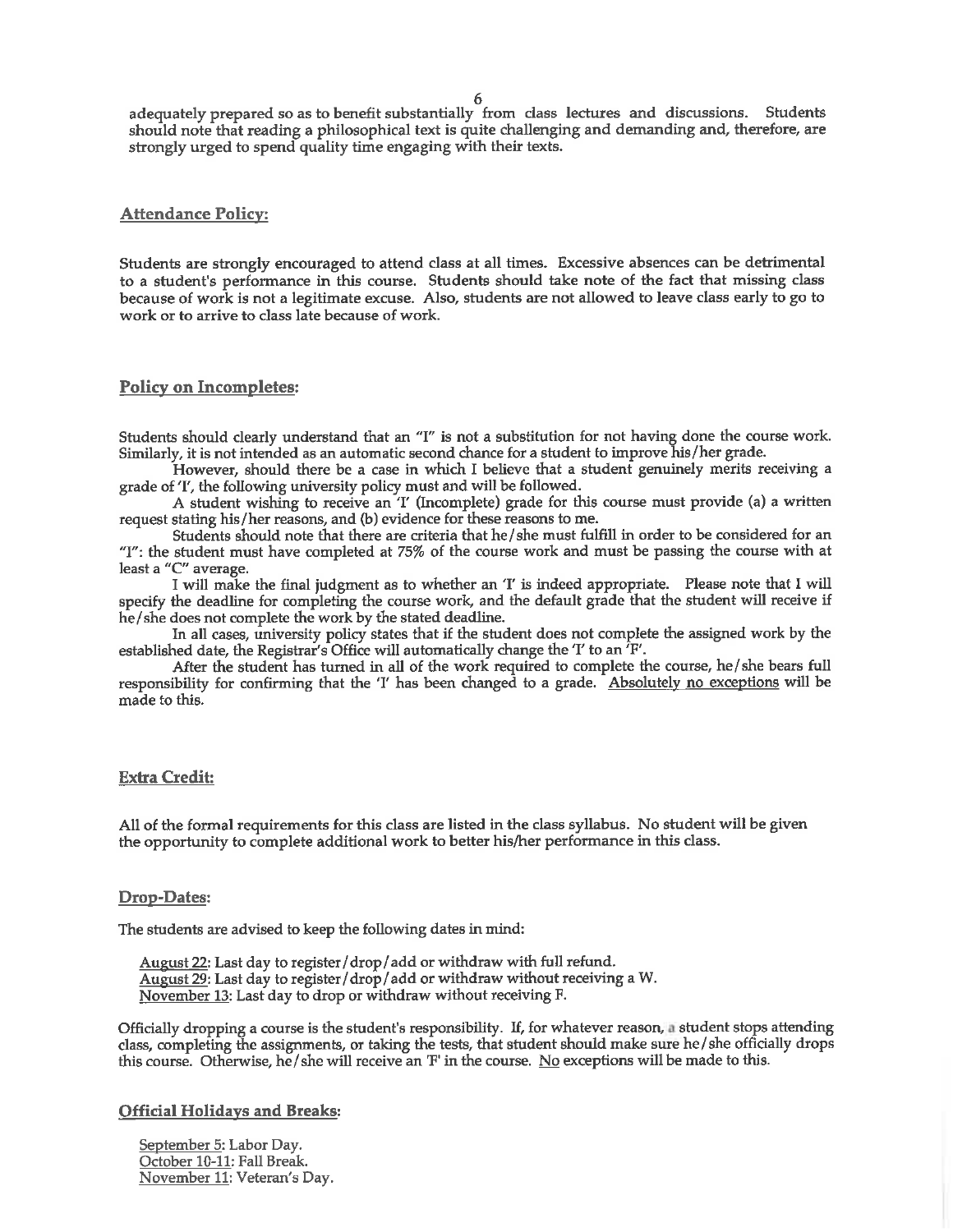adequately prepared so as to benefit substantially from class lectures and discussions. Students should note that reading a philosophical text is quite challenging and demanding and, therefore, are strongly urged to spend quality time engaging with their texts.

## Attendance Policy:

Students are strongly encouraged to attend class at all times. Excessive absences can be detrimental to a student's performance in this course. Students should take note of the fact that missing class because of work is not a legitimate excuse. Also, students are not allowed to leave class early to go to work or to arrive to class late because of work.

## Policy on Incompletes:

Students should clearly understand that an "I" is not a substitution for not having done the course work. Similarly, it is not intended as an automatic second chance for a student to improve his/her grade.

However, should there be a case in which I believe that a student genuinely merits receiving a grade of 'I', the following university policy must and will be followed.

A student wishing to receive an 'I' (Incomplete) grade for this course must provide (a) a written request stating his/her reasons, and (b) evidence for these reasons to me.

Students should note that there are criteria that he/she must fulfill in order to be considered for an "I": the student must have completed at 75% of the course work and must be passing the course with at least a "C" average.

I will make the final judgment as to whether an 'I' is indeed appropriate. Please note that I will specify the deadline for completing the course work, and the default grade that the student will receive if he/she does not complete the work by the stated deadline.

In all cases, university policy states that if the student does not complete the assigned work by the established date, the Registrar's Office will automatically change the 'I' to an 'F'.

After the student has turned in all of the work required to complete the course, he/she bears full responsibility for confirming that the 'I' has been changed to a grade. Absolutely no exceptions will be made to this.

## Extra Credit:

All of the formal requirements for this class are listed in the class syllabus. No student will be given the opportunity to complete additional work to better his/her performance in this class.

## Drop-Dates:

The students are advised to keep the following dates in mind:

August 22: Last day to register/drop/add or withdraw with full refund.
August 29: Last day to register/drop/add or withdraw without receiving a W.
November 13: Last day to drop or withdraw without receiving F.

Officially dropping a course is the student's responsibility. If, for whatever reason, a student stops attending class, completing the assignments, or taking the tests, that student should make sure he/she officially drops this course. Otherwise, he/she will receive an 'F' in the course. No exceptions will be made to this.

## Official Holidays and Breaks:

September 5: Labor Day.
October 10-11: Fall Break.
November 11: Veteran's Day.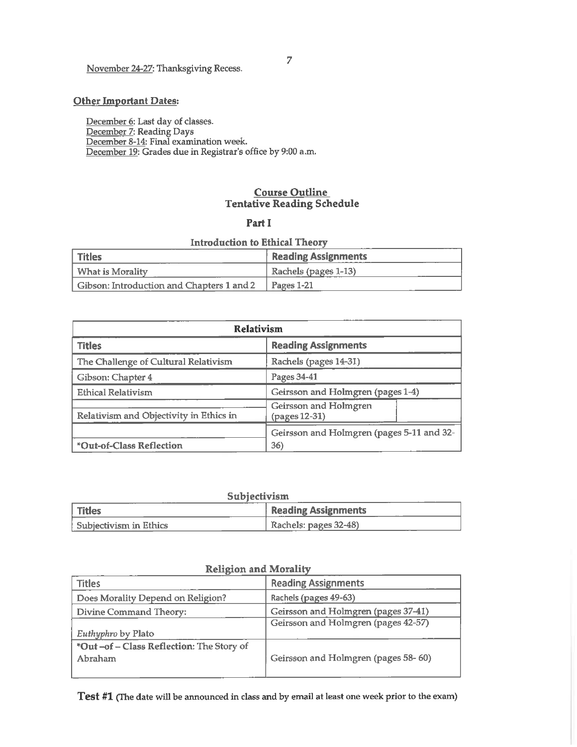November 24-27: Thanksgiving Recess.

**Other Important Dates:**

December 6: Last day of classes.
December 7: Reading Days
December 8-14: Final examination week.
December 19: Grades due in Registrar's office by 9:00 a.m.

## Course Outline
## Tentative Reading Schedule

### Part I

#### Introduction to Ethical Theory

| Titles | Reading Assignments |
|---|---|
| What is Morality | Rachels (pages 1-13) |
| Gibson: Introduction and Chapters 1 and 2 | Pages 1-21 |

#### Relativism

| Titles | Reading Assignments |
|---|---|
| The Challenge of Cultural Relativism | Rachels (pages 14-31) |
| Gibson: Chapter 4 | Pages 34-41 |
| Ethical Relativism | Geirsson and Holmgren (pages 1-4) |
| Relativism and Objectivity in Ethics in | Geirsson and Holmgren (pages 12-31) |
| *Out-of-Class Reflection | Geirsson and Holmgren (pages 5-11 and 32-36) |

#### Subjectivism

| Titles | Reading Assignments |
|---|---|
| Subjectivism in Ethics | Rachels: pages 32-48) |

#### Religion and Morality

| Titles | Reading Assignments |
|---|---|
| Does Morality Depend on Religion? | Rachels (pages 49-63) |
| Divine Command Theory: | Geirsson and Holmgren (pages 37-41) |
| *Euthyphro* by Plato | Geirsson and Holmgren (pages 42-57) |
| *Out –of – Class Reflection: The Story of Abraham | Geirsson and Holmgren (pages 58- 60) |

**Test #1** (The date will be announced in class and by email at least one week prior to the exam)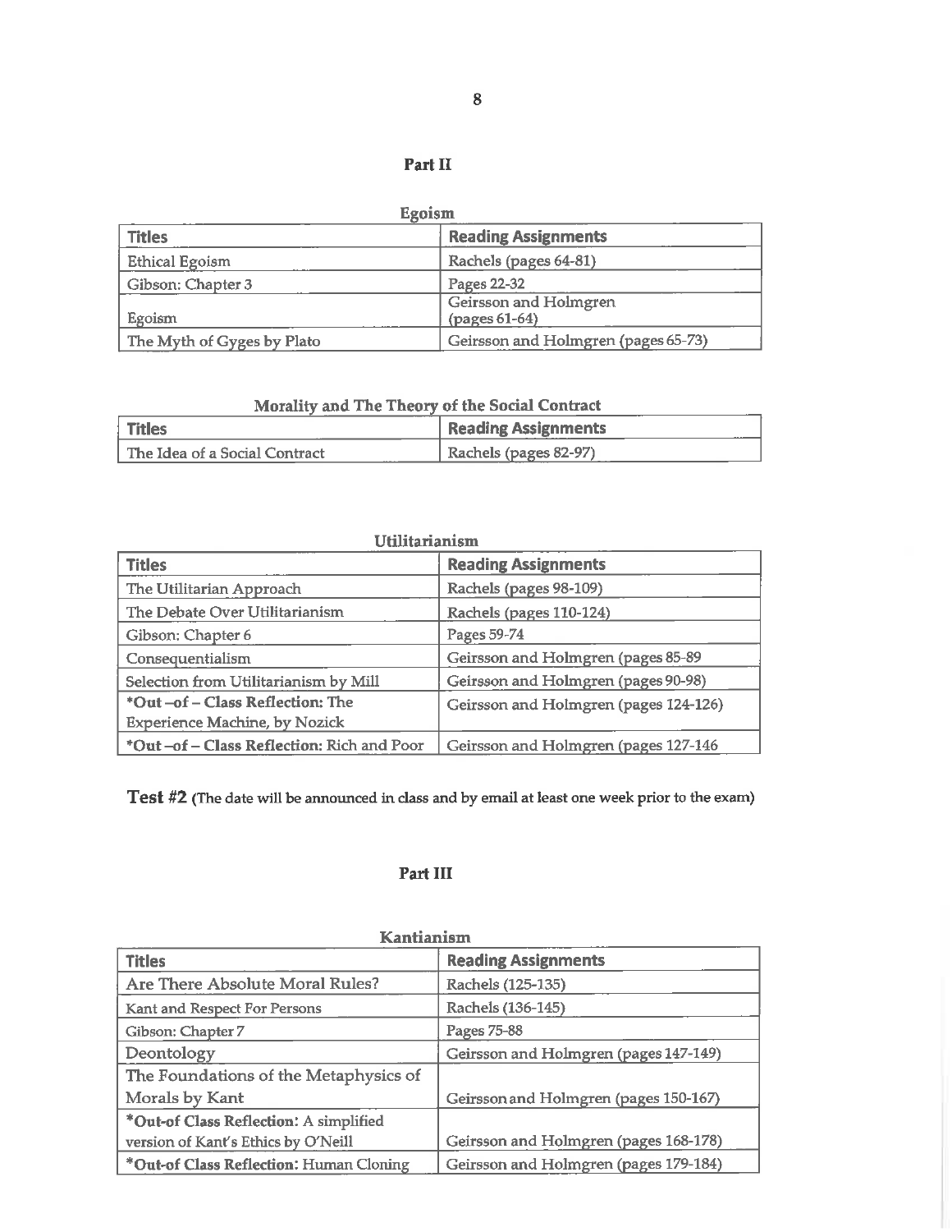## Part II

### Egoism

| Titles | Reading Assignments |
| --- | --- |
| Ethical Egoism | Rachels (pages 64-81) |
| Gibson: Chapter 3 | Pages 22-32 |
| Egoism | Geirsson and Holmgren (pages 61-64) |
| The Myth of Gyges by Plato | Geirsson and Holmgren (pages 65-73) |

### Morality and The Theory of the Social Contract

| Titles | Reading Assignments |
| --- | --- |
| The Idea of a Social Contract | Rachels (pages 82-97) |

### Utilitarianism

| Titles | Reading Assignments |
| --- | --- |
| The Utilitarian Approach | Rachels (pages 98-109) |
| The Debate Over Utilitarianism | Rachels (pages 110-124) |
| Gibson: Chapter 6 | Pages 59-74 |
| Consequentialism | Geirsson and Holmgren (pages 85-89 |
| Selection from Utilitarianism by Mill | Geirsson and Holmgren (pages 90-98) |
| ***Out –of – Class Reflection:** The Experience Machine, by Nozick | Geirsson and Holmgren (pages 124-126) |
| ***Out –of – Class Reflection:** Rich and Poor | Geirsson and Holmgren (pages 127-146 |

**Test #2** (The date will be announced in class and by email at least one week prior to the exam)

## Part III

### Kantianism

| Titles | Reading Assignments |
| --- | --- |
| Are There Absolute Moral Rules? | Rachels (125-135) |
| Kant and Respect For Persons | Rachels (136-145) |
| Gibson: Chapter 7 | Pages 75-88 |
| Deontology | Geirsson and Holmgren (pages 147-149) |
| The Foundations of the Metaphysics of Morals by Kant | Geirsson and Holmgren (pages 150-167) |
| ***Out-of Class Reflection:** A simplified version of Kant's Ethics by O'Neill | Geirsson and Holmgren (pages 168-178) |
| ***Out-of Class Reflection:** Human Cloning | Geirsson and Holmgren (pages 179-184) |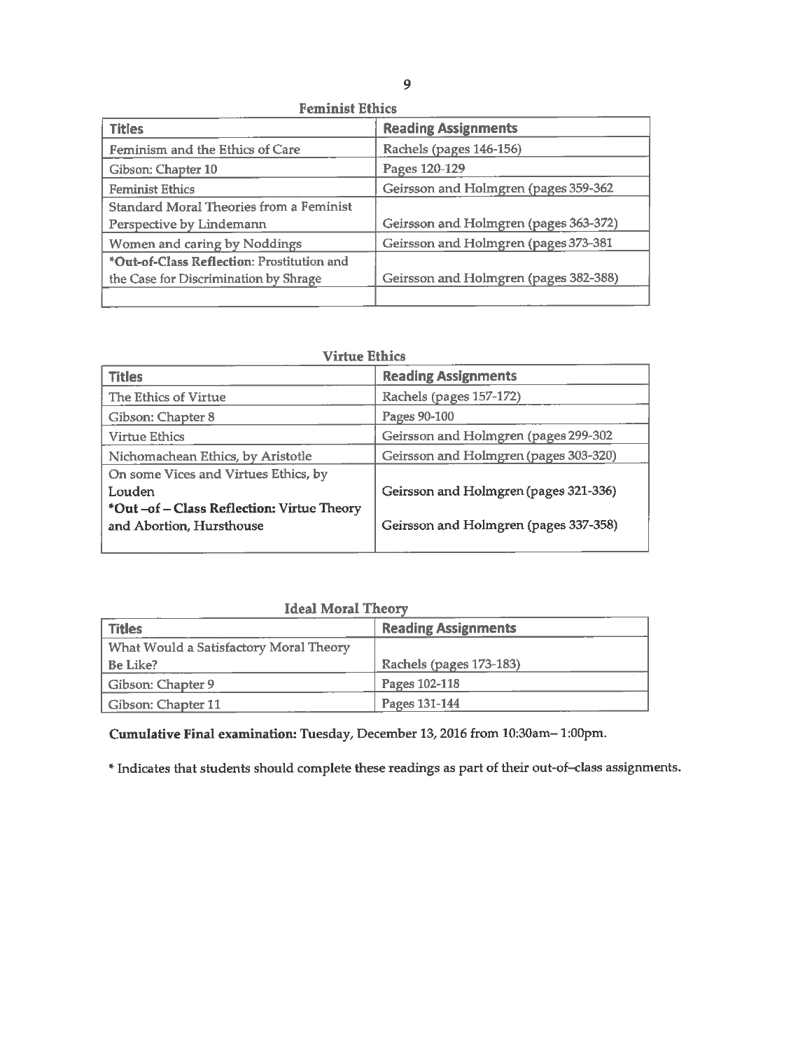**Feminist Ethics**

| Titles | Reading Assignments |
|---|---|
| Feminism and the Ethics of Care | Rachels (pages 146-156) |
| Gibson: Chapter 10 | Pages 120-129 |
| Feminist Ethics | Geirsson and Holmgren (pages 359-362 |
| Standard Moral Theories from a Feminist Perspective by Lindemann | Geirsson and Holmgren (pages 363-372) |
| Women and caring by Noddings | Geirsson and Holmgren (pages 373-381 |
| ***Out-of-Class Reflection**: Prostitution and the Case for Discrimination by Shrage | Geirsson and Holmgren (pages 382-388) |
| | |

**Virtue Ethics**

| Titles | Reading Assignments |
|---|---|
| The Ethics of Virtue | Rachels (pages 157-172) |
| Gibson: Chapter 8 | Pages 90-100 |
| Virtue Ethics | Geirsson and Holmgren (pages 299-302 |
| Nichomachean Ethics, by Aristotle | Geirsson and Holmgren (pages 303-320) |
| On some Vices and Virtues Ethics, by Louden<br>***Out –of – Class Reflection:** Virtue Theory and Abortion, Hursthouse | Geirsson and Holmgren (pages 321-336)<br>Geirsson and Holmgren (pages 337-358) |

**Ideal Moral Theory**

| Titles | Reading Assignments |
|---|---|
| What Would a Satisfactory Moral Theory Be Like? | Rachels (pages 173-183) |
| Gibson: Chapter 9 | Pages 102-118 |
| Gibson: Chapter 11 | Pages 131-144 |

**Cumulative Final examination:** Tuesday, December 13, 2016 from 10:30am– 1:00pm.

* Indicates that students should complete these readings as part of their out-of–class assignments.